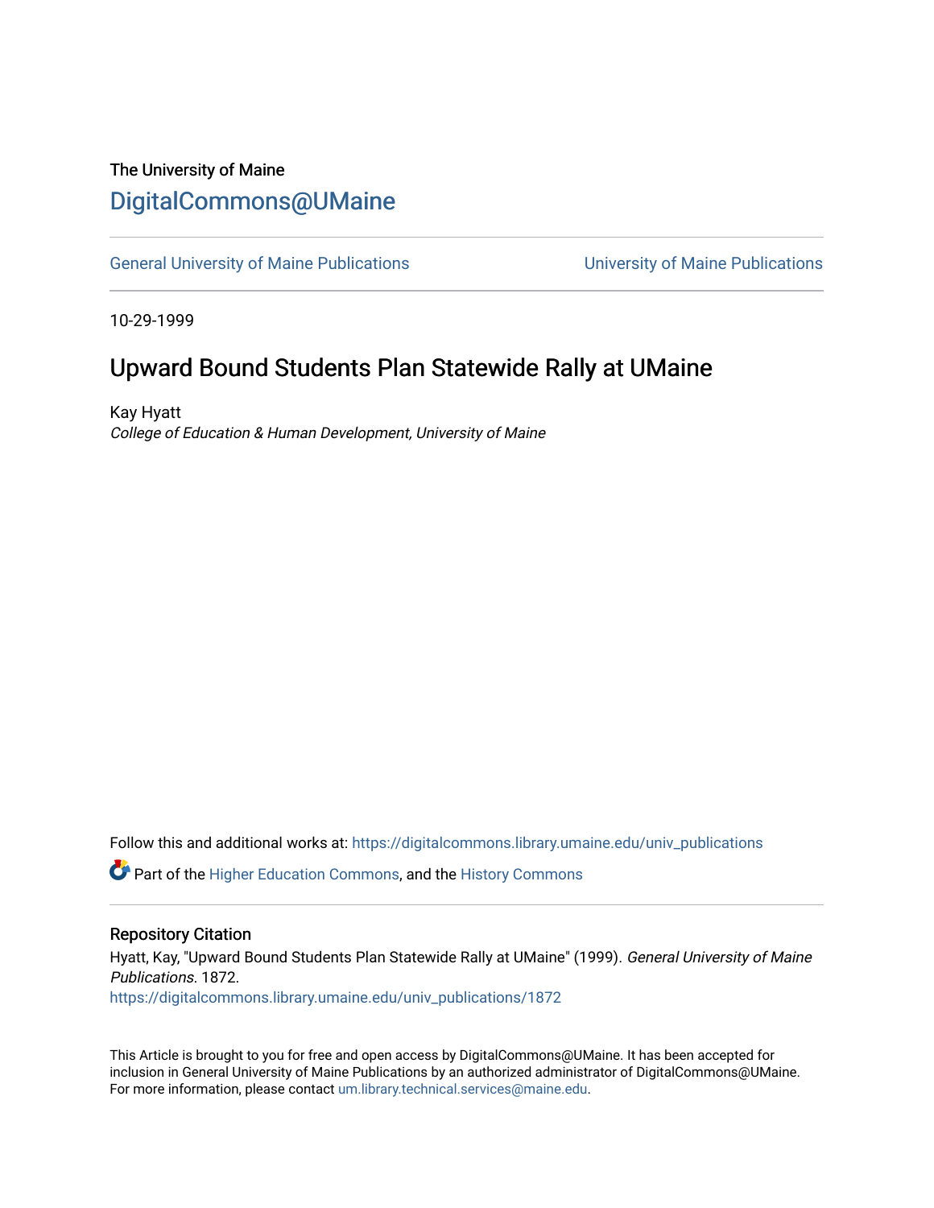The University of Maine

# DigitalCommons@UMaine

General University of Maine Publications | University of Maine Publications

10-29-1999

## Upward Bound Students Plan Statewide Rally at UMaine

Kay Hyatt

*College of Education & Human Development, University of Maine*

Follow this and additional works at: https://digitalcommons.library.umaine.edu/univ_publications

Part of the Higher Education Commons, and the History Commons

### Repository Citation

Hyatt, Kay, "Upward Bound Students Plan Statewide Rally at UMaine" (1999). *General University of Maine Publications*. 1872.

https://digitalcommons.library.umaine.edu/univ_publications/1872

This Article is brought to you for free and open access by DigitalCommons@UMaine. It has been accepted for inclusion in General University of Maine Publications by an authorized administrator of DigitalCommons@UMaine. For more information, please contact um.library.technical.services@maine.edu.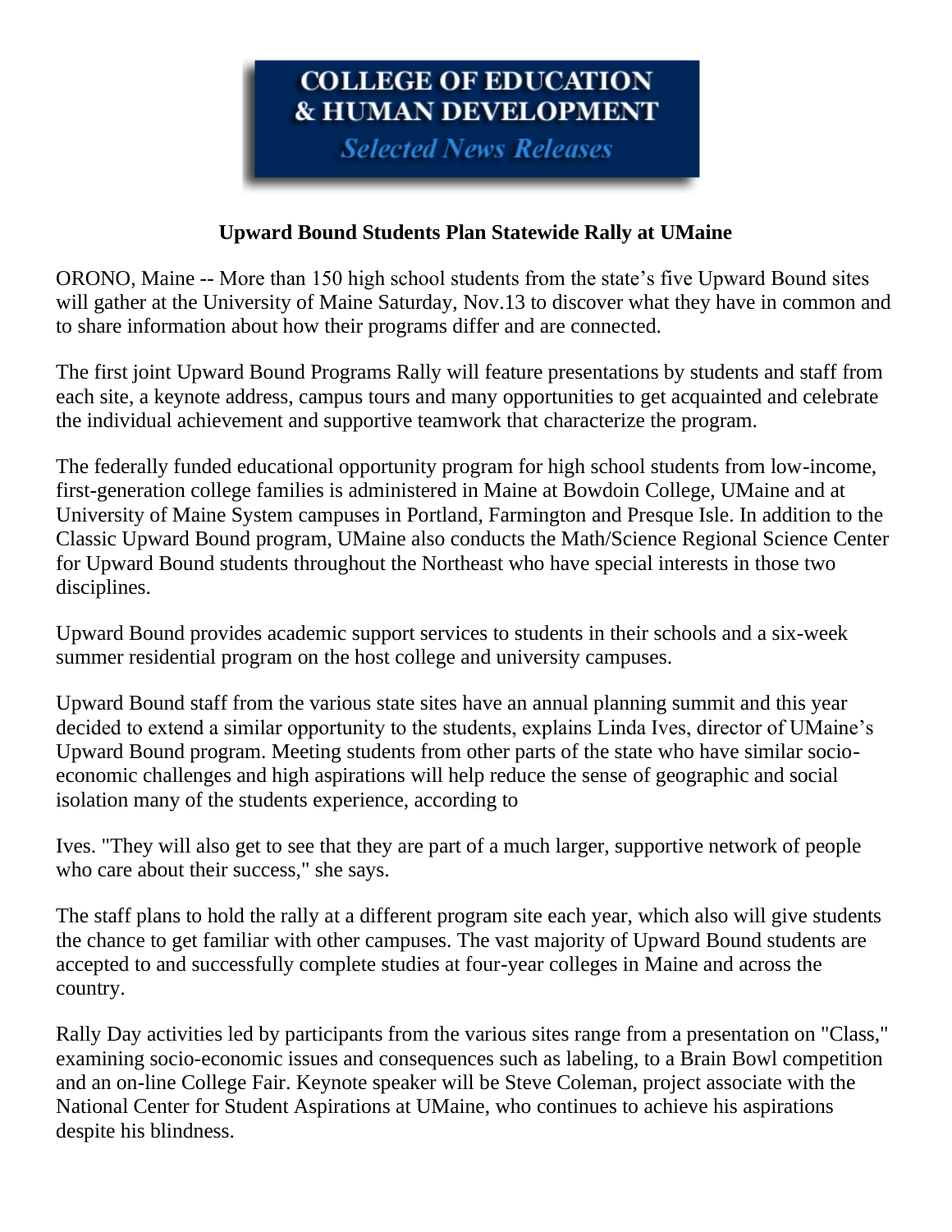# COLLEGE OF EDUCATION & HUMAN DEVELOPMENT

*Selected News Releases*

**Upward Bound Students Plan Statewide Rally at UMaine**

ORONO, Maine -- More than 150 high school students from the state's five Upward Bound sites will gather at the University of Maine Saturday, Nov.13 to discover what they have in common and to share information about how their programs differ and are connected.

The first joint Upward Bound Programs Rally will feature presentations by students and staff from each site, a keynote address, campus tours and many opportunities to get acquainted and celebrate the individual achievement and supportive teamwork that characterize the program.

The federally funded educational opportunity program for high school students from low-income, first-generation college families is administered in Maine at Bowdoin College, UMaine and at University of Maine System campuses in Portland, Farmington and Presque Isle. In addition to the Classic Upward Bound program, UMaine also conducts the Math/Science Regional Science Center for Upward Bound students throughout the Northeast who have special interests in those two disciplines.

Upward Bound provides academic support services to students in their schools and a six-week summer residential program on the host college and university campuses.

Upward Bound staff from the various state sites have an annual planning summit and this year decided to extend a similar opportunity to the students, explains Linda Ives, director of UMaine's Upward Bound program. Meeting students from other parts of the state who have similar socio-economic challenges and high aspirations will help reduce the sense of geographic and social isolation many of the students experience, according to Ives. "They will also get to see that they are part of a much larger, supportive network of people who care about their success," she says.

The staff plans to hold the rally at a different program site each year, which also will give students the chance to get familiar with other campuses. The vast majority of Upward Bound students are accepted to and successfully complete studies at four-year colleges in Maine and across the country.

Rally Day activities led by participants from the various sites range from a presentation on "Class," examining socio-economic issues and consequences such as labeling, to a Brain Bowl competition and an on-line College Fair. Keynote speaker will be Steve Coleman, project associate with the National Center for Student Aspirations at UMaine, who continues to achieve his aspirations despite his blindness.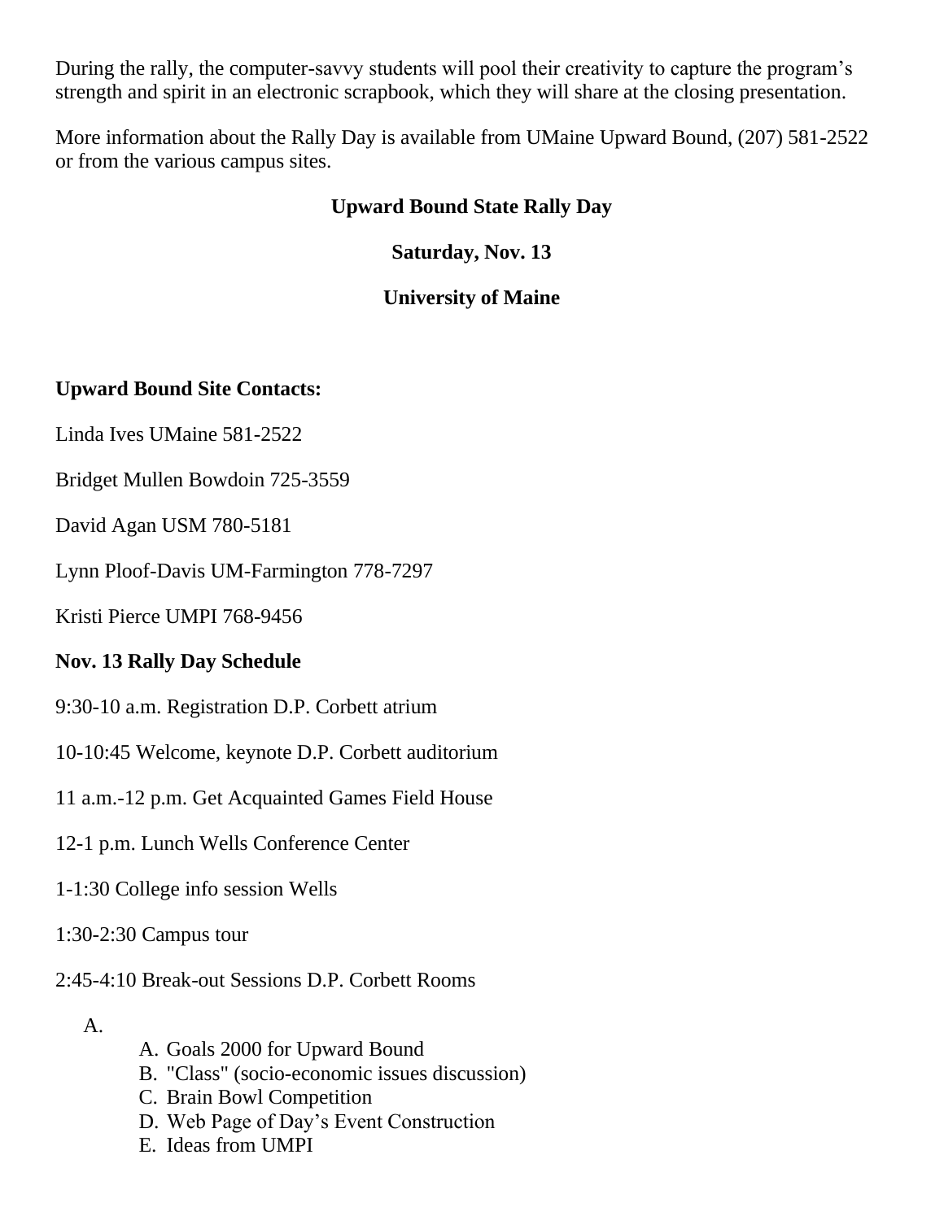During the rally, the computer-savvy students will pool their creativity to capture the program's strength and spirit in an electronic scrapbook, which they will share at the closing presentation.

More information about the Rally Day is available from UMaine Upward Bound, (207) 581-2522 or from the various campus sites.

**Upward Bound State Rally Day**

**Saturday, Nov. 13**

**University of Maine**

**Upward Bound Site Contacts:**

Linda Ives UMaine 581-2522

Bridget Mullen Bowdoin 725-3559

David Agan USM 780-5181

Lynn Ploof-Davis UM-Farmington 778-7297

Kristi Pierce UMPI 768-9456

**Nov. 13 Rally Day Schedule**

9:30-10 a.m. Registration D.P. Corbett atrium

10-10:45 Welcome, keynote D.P. Corbett auditorium

11 a.m.-12 p.m. Get Acquainted Games Field House

12-1 p.m. Lunch Wells Conference Center

1-1:30 College info session Wells

1:30-2:30 Campus tour

2:45-4:10 Break-out Sessions D.P. Corbett Rooms

A.
   A. Goals 2000 for Upward Bound
   B. "Class" (socio-economic issues discussion)
   C. Brain Bowl Competition
   D. Web Page of Day's Event Construction
   E. Ideas from UMPI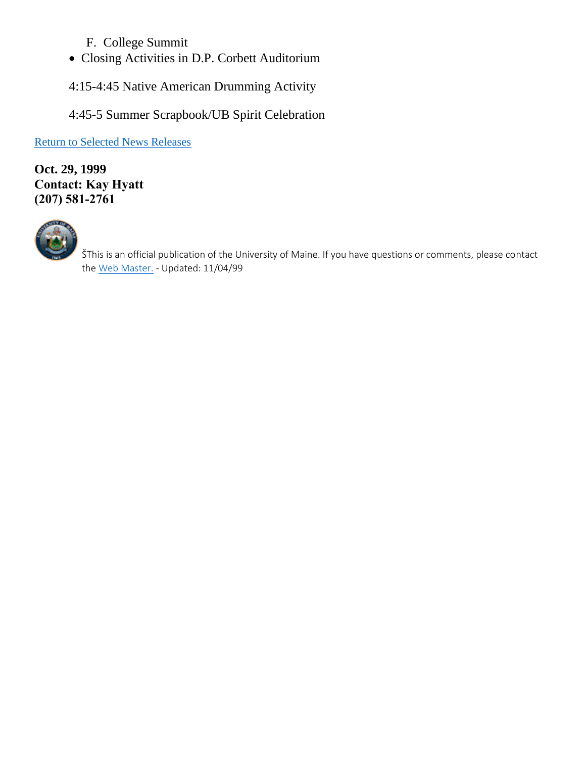F. College Summit

- Closing Activities in D.P. Corbett Auditorium

4:15-4:45 Native American Drumming Activity

4:45-5 Summer Scrapbook/UB Spirit Celebration

[Return to Selected News Releases]

**Oct. 29, 1999**
**Contact: Kay Hyatt**
**(207) 581-2761**

ŠThis is an official publication of the University of Maine. If you have questions or comments, please contact the [Web Master.] - Updated: 11/04/99